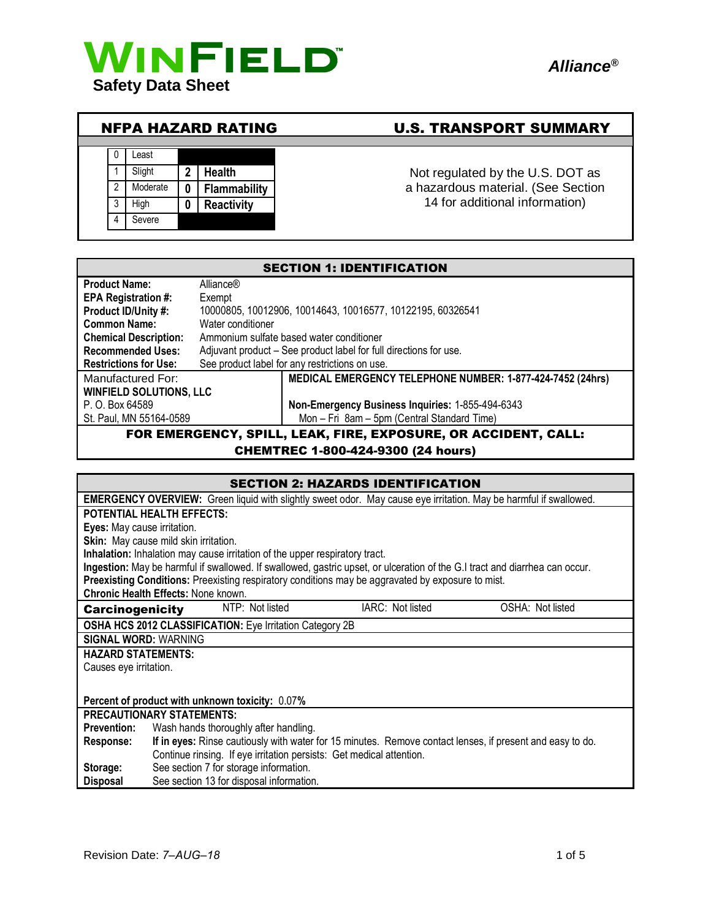# WINFIELD™

**Safety Data Sheet**

***Alliance®***

## NFPA HAZARD RATING

| | | | |
|---|---|---|---|
| 0 | Least | | |
| 1 | Slight | 2 | Health |
| 2 | Moderate | 0 | Flammability |
| 3 | High | 0 | Reactivity |
| 4 | Severe | | |

## U.S. TRANSPORT SUMMARY

Not regulated by the U.S. DOT as a hazardous material. (See Section 14 for additional information)

## SECTION 1: IDENTIFICATION

| | |
|---|---|
| **Product Name:** | Alliance® |
| **EPA Registration #:** | Exempt |
| **Product ID/Unity #:** | 10000805, 10012906, 10014643, 10016577, 10122195, 60326541 |
| **Common Name:** | Water conditioner |
| **Chemical Description:** | Ammonium sulfate based water conditioner |
| **Recommended Uses:** | Adjuvant product – See product label for full directions for use. |
| **Restrictions for Use:** | See product label for any restrictions on use. |

| | |
|---|---|
| Manufactured For: | **MEDICAL EMERGENCY TELEPHONE NUMBER: 1-877-424-7452 (24hrs)** |
| **WINFIELD SOLUTIONS, LLC** | |
| P. O. Box 64589 | **Non-Emergency Business Inquiries:** 1-855-494-6343 |
| St. Paul, MN 55164-0589 | Mon – Fri 8am – 5pm (Central Standard Time) |

**FOR EMERGENCY, SPILL, LEAK, FIRE, EXPOSURE, OR ACCIDENT, CALL: CHEMTREC 1-800-424-9300 (24 hours)**

## SECTION 2: HAZARDS IDENTIFICATION

**EMERGENCY OVERVIEW:** Green liquid with slightly sweet odor. May cause eye irritation. May be harmful if swallowed.

**POTENTIAL HEALTH EFFECTS:**

**Eyes:** May cause irritation.

**Skin:** May cause mild skin irritation.

**Inhalation:** Inhalation may cause irritation of the upper respiratory tract.

**Ingestion:** May be harmful if swallowed. If swallowed, gastric upset, or ulceration of the G.I tract and diarrhea can occur.

**Preexisting Conditions:** Preexisting respiratory conditions may be aggravated by exposure to mist.

**Chronic Health Effects:** None known.

| **Carcinogenicity** | NTP: Not listed | IARC: Not listed | OSHA: Not listed |
|---|---|---|---|

**OSHA HCS 2012 CLASSIFICATION:** Eye Irritation Category 2B

**SIGNAL WORD:** WARNING

**HAZARD STATEMENTS:**

Causes eye irritation.

**Percent of product with unknown toxicity:** 0.07**%**

**PRECAUTIONARY STATEMENTS:**

| | |
|---|---|
| **Prevention:** | Wash hands thoroughly after handling. |
| **Response:** | **If in eyes:** Rinse cautiously with water for 15 minutes. Remove contact lenses, if present and easy to do. Continue rinsing. If eye irritation persists: Get medical attention. |
| **Storage:** | See section 7 for storage information. |
| **Disposal** | See section 13 for disposal information. |

Revision Date: *7–AUG–18*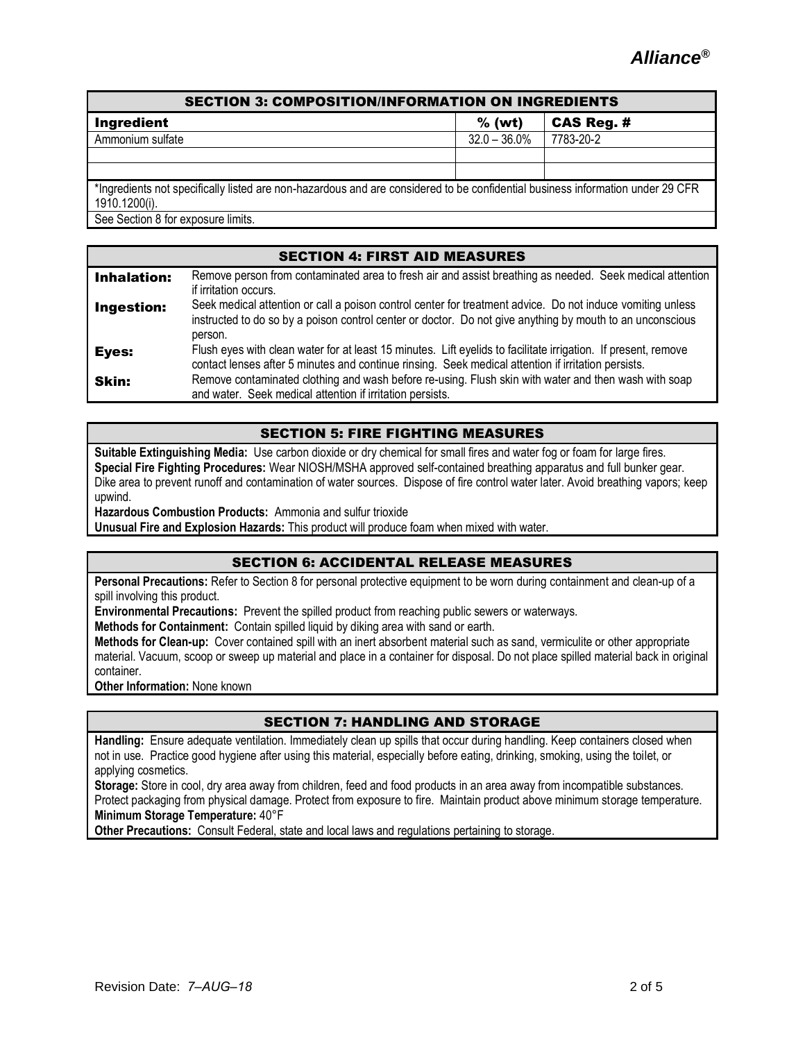## SECTION 3: COMPOSITION/INFORMATION ON INGREDIENTS

| Ingredient | % (wt) | CAS Reg. # |
|---|---|---|
| Ammonium sulfate | 32.0 – 36.0% | 7783-20-2 |
| | | |
| | | |

*Ingredients not specifically listed are non-hazardous and are considered to be confidential business information under 29 CFR 1910.1200(i).

See Section 8 for exposure limits.

## SECTION 4: FIRST AID MEASURES

**Inhalation:** Remove person from contaminated area to fresh air and assist breathing as needed. Seek medical attention if irritation occurs.

**Ingestion:** Seek medical attention or call a poison control center for treatment advice. Do not induce vomiting unless instructed to do so by a poison control center or doctor. Do not give anything by mouth to an unconscious person.

**Eyes:** Flush eyes with clean water for at least 15 minutes. Lift eyelids to facilitate irrigation. If present, remove contact lenses after 5 minutes and continue rinsing. Seek medical attention if irritation persists.

**Skin:** Remove contaminated clothing and wash before re-using. Flush skin with water and then wash with soap and water. Seek medical attention if irritation persists.

## SECTION 5: FIRE FIGHTING MEASURES

**Suitable Extinguishing Media:** Use carbon dioxide or dry chemical for small fires and water fog or foam for large fires.
**Special Fire Fighting Procedures:** Wear NIOSH/MSHA approved self-contained breathing apparatus and full bunker gear. Dike area to prevent runoff and contamination of water sources. Dispose of fire control water later. Avoid breathing vapors; keep upwind.
**Hazardous Combustion Products:** Ammonia and sulfur trioxide
**Unusual Fire and Explosion Hazards:** This product will produce foam when mixed with water.

## SECTION 6: ACCIDENTAL RELEASE MEASURES

**Personal Precautions:** Refer to Section 8 for personal protective equipment to be worn during containment and clean-up of a spill involving this product.
**Environmental Precautions:** Prevent the spilled product from reaching public sewers or waterways.
**Methods for Containment:** Contain spilled liquid by diking area with sand or earth.
**Methods for Clean-up:** Cover contained spill with an inert absorbent material such as sand, vermiculite or other appropriate material. Vacuum, scoop or sweep up material and place in a container for disposal. Do not place spilled material back in original container.
**Other Information:** None known

## SECTION 7: HANDLING AND STORAGE

**Handling:** Ensure adequate ventilation. Immediately clean up spills that occur during handling. Keep containers closed when not in use. Practice good hygiene after using this material, especially before eating, drinking, smoking, using the toilet, or applying cosmetics.
**Storage:** Store in cool, dry area away from children, feed and food products in an area away from incompatible substances. Protect packaging from physical damage. Protect from exposure to fire. Maintain product above minimum storage temperature.
**Minimum Storage Temperature:** 40°F
**Other Precautions:** Consult Federal, state and local laws and regulations pertaining to storage.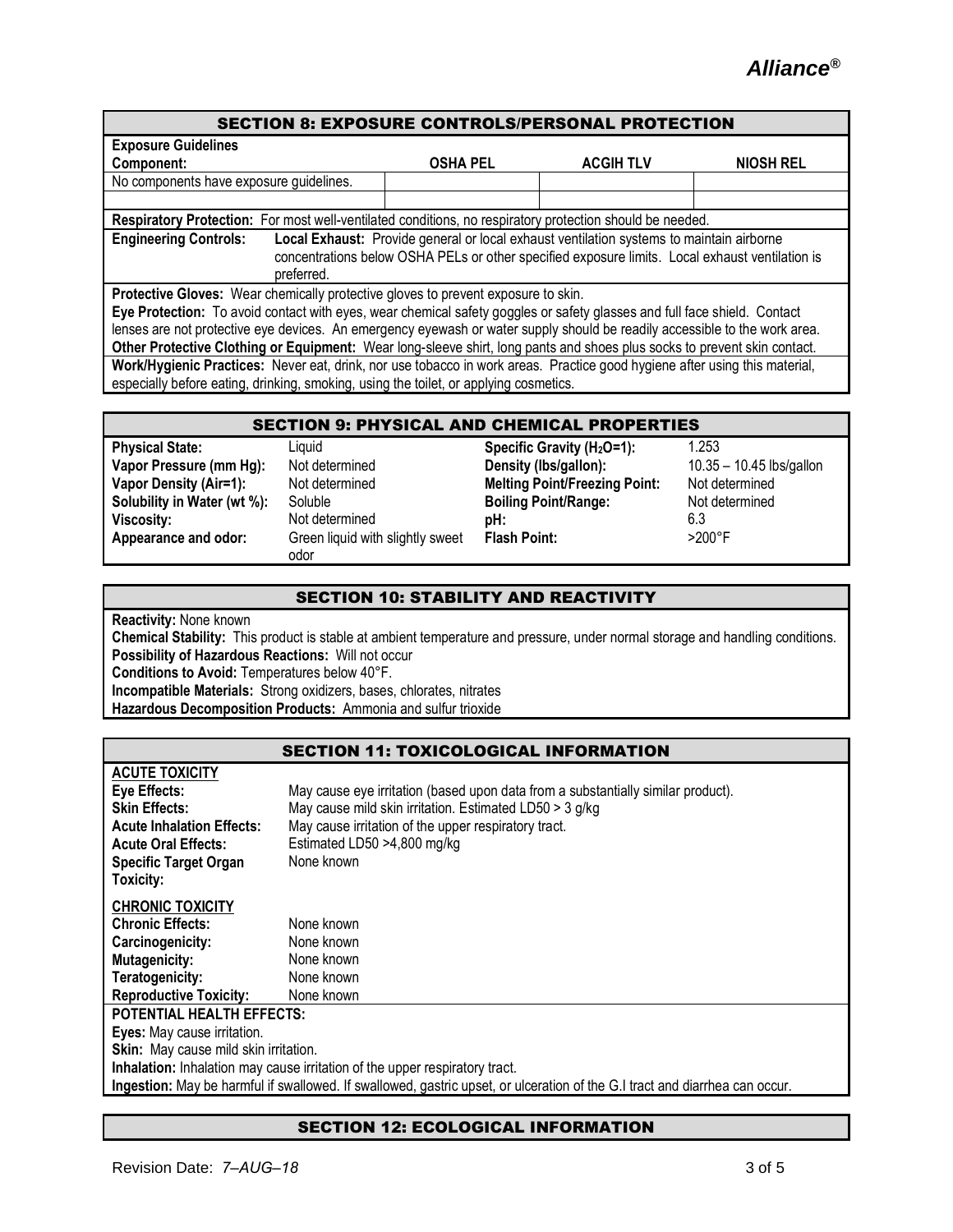## SECTION 8: EXPOSURE CONTROLS/PERSONAL PROTECTION

**Exposure Guidelines**

| Component: | OSHA PEL | ACGIH TLV | NIOSH REL |
|---|---|---|---|
| No components have exposure guidelines. | | | |

**Respiratory Protection:** For most well-ventilated conditions, no respiratory protection should be needed.

**Engineering Controls:** **Local Exhaust:** Provide general or local exhaust ventilation systems to maintain airborne concentrations below OSHA PELs or other specified exposure limits. Local exhaust ventilation is preferred.

**Protective Gloves:** Wear chemically protective gloves to prevent exposure to skin.

**Eye Protection:** To avoid contact with eyes, wear chemical safety goggles or safety glasses and full face shield. Contact lenses are not protective eye devices. An emergency eyewash or water supply should be readily accessible to the work area.

**Other Protective Clothing or Equipment:** Wear long-sleeve shirt, long pants and shoes plus socks to prevent skin contact.

**Work/Hygienic Practices:** Never eat, drink, nor use tobacco in work areas. Practice good hygiene after using this material, especially before eating, drinking, smoking, using the toilet, or applying cosmetics.

## SECTION 9: PHYSICAL AND CHEMICAL PROPERTIES

| | | | |
|---|---|---|---|
| **Physical State:** | Liquid | **Specific Gravity ($H_2O$=1):** | 1.253 |
| **Vapor Pressure (mm Hg):** | Not determined | **Density (lbs/gallon):** | 10.35 – 10.45 lbs/gallon |
| **Vapor Density (Air=1):** | Not determined | **Melting Point/Freezing Point:** | Not determined |
| **Solubility in Water (wt %):** | Soluble | **Boiling Point/Range:** | Not determined |
| **Viscosity:** | Not determined | **pH:** | 6.3 |
| **Appearance and odor:** | Green liquid with slightly sweet odor | **Flash Point:** | >200°F |

## SECTION 10: STABILITY AND REACTIVITY

**Reactivity:** None known

**Chemical Stability:** This product is stable at ambient temperature and pressure, under normal storage and handling conditions.

**Possibility of Hazardous Reactions:** Will not occur

**Conditions to Avoid:** Temperatures below 40°F.

**Incompatible Materials:** Strong oxidizers, bases, chlorates, nitrates

**Hazardous Decomposition Products:** Ammonia and sulfur trioxide

## SECTION 11: TOXICOLOGICAL INFORMATION

**ACUTE TOXICITY**

**Eye Effects:** May cause eye irritation (based upon data from a substantially similar product).

**Skin Effects:** May cause mild skin irritation. Estimated LD50 > 3 g/kg

**Acute Inhalation Effects:** May cause irritation of the upper respiratory tract.

**Acute Oral Effects:** Estimated LD50 >4,800 mg/kg

**Specific Target Organ Toxicity:** None known

**CHRONIC TOXICITY**

**Chronic Effects:** None known

**Carcinogenicity:** None known

**Mutagenicity:** None known

**Teratogenicity:** None known

**Reproductive Toxicity:** None known

**POTENTIAL HEALTH EFFECTS:**

**Eyes:** May cause irritation.

**Skin:** May cause mild skin irritation.

**Inhalation:** Inhalation may cause irritation of the upper respiratory tract.

**Ingestion:** May be harmful if swallowed. If swallowed, gastric upset, or ulceration of the G.I tract and diarrhea can occur.

## SECTION 12: ECOLOGICAL INFORMATION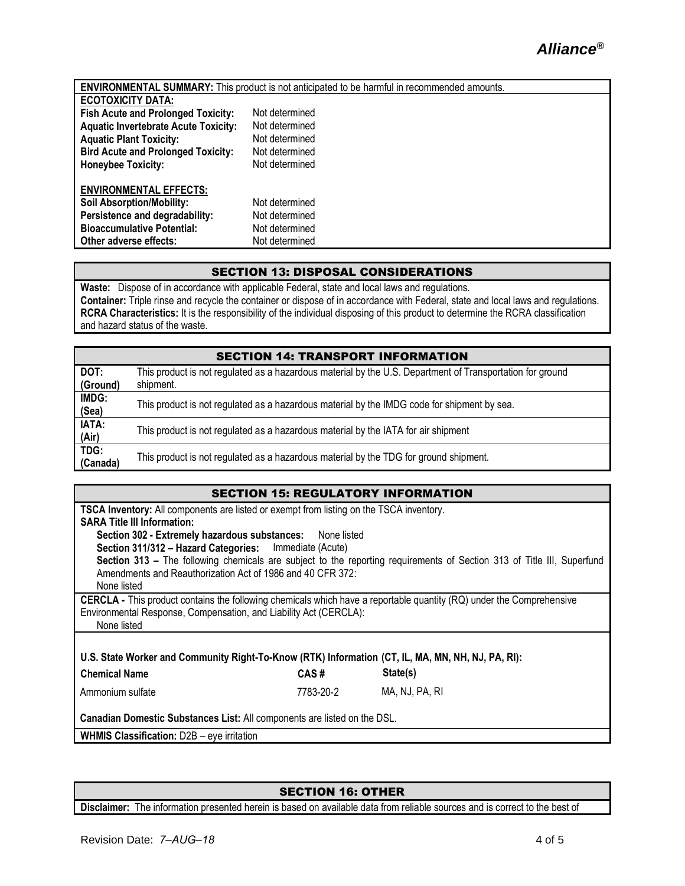**ENVIRONMENTAL SUMMARY:** This product is not anticipated to be harmful in recommended amounts.

**ECOTOXICITY DATA:**

| | |
|---|---|
| **Fish Acute and Prolonged Toxicity:** | Not determined |
| **Aquatic Invertebrate Acute Toxicity:** | Not determined |
| **Aquatic Plant Toxicity:** | Not determined |
| **Bird Acute and Prolonged Toxicity:** | Not determined |
| **Honeybee Toxicity:** | Not determined |

**ENVIRONMENTAL EFFECTS:**

| | |
|---|---|
| **Soil Absorption/Mobility:** | Not determined |
| **Persistence and degradability:** | Not determined |
| **Bioaccumulative Potential:** | Not determined |
| **Other adverse effects:** | Not determined |

## SECTION 13: DISPOSAL CONSIDERATIONS

**Waste:** Dispose of in accordance with applicable Federal, state and local laws and regulations.
**Container:** Triple rinse and recycle the container or dispose of in accordance with Federal, state and local laws and regulations.
**RCRA Characteristics:** It is the responsibility of the individual disposing of this product to determine the RCRA classification and hazard status of the waste.

## SECTION 14: TRANSPORT INFORMATION

| | |
|---|---|
| **DOT: (Ground)** | This product is not regulated as a hazardous material by the U.S. Department of Transportation for ground shipment. |
| **IMDG: (Sea)** | This product is not regulated as a hazardous material by the IMDG code for shipment by sea. |
| **IATA: (Air)** | This product is not regulated as a hazardous material by the IATA for air shipment |
| **TDG: (Canada)** | This product is not regulated as a hazardous material by the TDG for ground shipment. |

## SECTION 15: REGULATORY INFORMATION

**TSCA Inventory:** All components are listed or exempt from listing on the TSCA inventory.
**SARA Title III Information:**
**Section 302 - Extremely hazardous substances:** None listed
**Section 311/312 – Hazard Categories:** Immediate (Acute)
**Section 313 –** The following chemicals are subject to the reporting requirements of Section 313 of Title III, Superfund Amendments and Reauthorization Act of 1986 and 40 CFR 372:
None listed

**CERCLA -** This product contains the following chemicals which have a reportable quantity (RQ) under the Comprehensive Environmental Response, Compensation, and Liability Act (CERCLA):
None listed

**U.S. State Worker and Community Right-To-Know (RTK) Information (CT, IL, MA, MN, NH, NJ, PA, RI):**

| Chemical Name | CAS # | State(s) |
|---|---|---|
| Ammonium sulfate | 7783-20-2 | MA, NJ, PA, RI |

**Canadian Domestic Substances List:** All components are listed on the DSL.

**WHMIS Classification:** D2B – eye irritation

## SECTION 16: OTHER

**Disclaimer:** The information presented herein is based on available data from reliable sources and is correct to the best of

Revision Date: *7–AUG–18*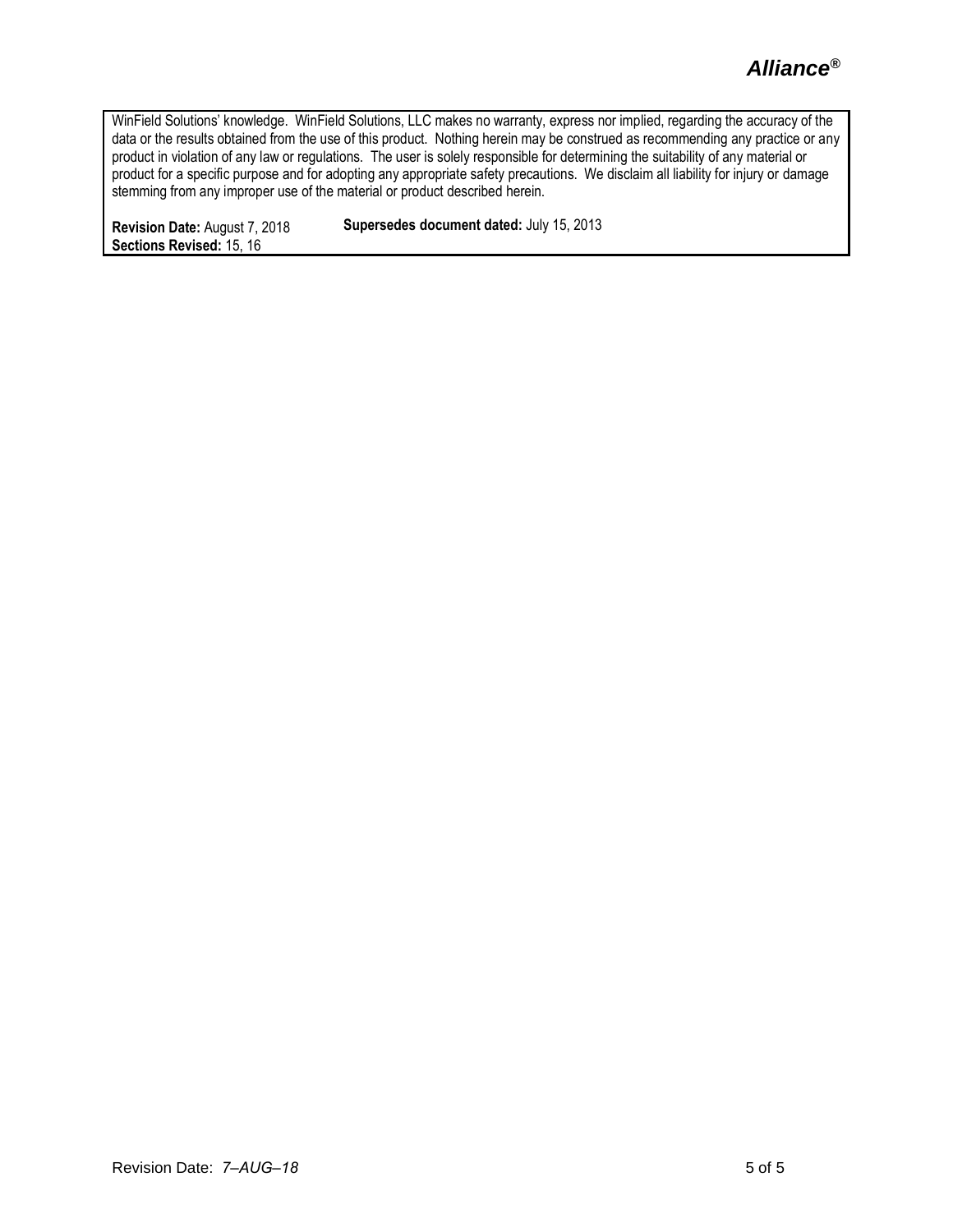WinField Solutions' knowledge. WinField Solutions, LLC makes no warranty, express nor implied, regarding the accuracy of the data or the results obtained from the use of this product. Nothing herein may be construed as recommending any practice or any product in violation of any law or regulations. The user is solely responsible for determining the suitability of any material or product for a specific purpose and for adopting any appropriate safety precautions. We disclaim all liability for injury or damage stemming from any improper use of the material or product described herein.

**Revision Date:** August 7, 2018 **Supersedes document dated:** July 15, 2013
**Sections Revised:** 15, 16